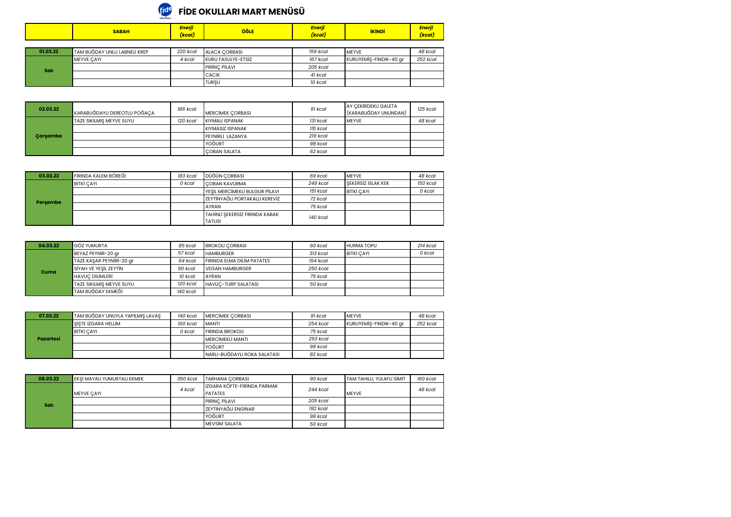# FİDE OKULLARI MART MENÜSÜ

| | SABAH | *Enerji (kcal)* | ÖĞLE | *Enerji (kcal)* | İKİNDİ | *Enerji (kcal)* |
|---|---|---|---|---|---|---|
| **01.03.22** | TAM BUĞDAY UNLU LABNELİ KREP | *220 kcal* | ALACA ÇORBASI | *159 kcal* | MEYVE | *48 kcal* |
| **Salı** | MEYVE ÇAYI | *4 kcal* | KURU FASULYE-ETSİZ | *167 kcal* | KURUYEMİŞ-FINDIK-40 gr | *252 kcal* |
| | | | PİRİNÇ PİLAVI | *205 kcal* | | |
| | | | CACIK | *41 kcal* | | |
| | | | TURŞU | *10 kcal* | | |

| | SABAH | *Enerji (kcal)* | ÖĞLE | *Enerji (kcal)* | İKİNDİ | *Enerji (kcal)* |
|---|---|---|---|---|---|---|
| **02.03.22** | KARABUĞDAYLI DEREOTLU POĞAÇA | *186 kcal* | MERCİMEK ÇORBASI | *91 kcal* | AY ÇEKİRDEKLİ GALETA (KARABUĞDAY UNUNDAN) | *125 kcal* |
| **Çarşamba** | TAZE SIKILMIŞ MEYVE SUYU | *120 kcal* | KIYMALI ISPANAK | *131 kcal* | MEYVE | *48 kcal* |
| | | | KIYMASIZ ISPANAK | *115 kcal* | | |
| | | | PEYNİRLİ LAZANYA | *219 kcal* | | |
| | | | YOĞURT | *98 kcal* | | |
| | | | ÇOBAN SALATA | *62 kcal* | | |

| | SABAH | *Enerji (kcal)* | ÖĞLE | *Enerji (kcal)* | İKİNDİ | *Enerji (kcal)* |
|---|---|---|---|---|---|---|
| **03.03.22** | FIRINDA KALEM BÖREĞİ | *183 kcal* | DÜĞÜN ÇORBASI | *69 kcal* | MEYVE | *48 kcal* |
| **Perşembe** | BİTKİ ÇAYI | *0 kcal* | ÇOBAN KAVURMA | *249 kcal* | ŞEKERSİZ ISLAK KEK | *150 kcal* |
| | | | YEŞİL MERCİMEKLİ BULGUR PİLAVI | *151 kcal* | BİTKİ ÇAYI | *0 kcal* |
| | | | ZEYTİNYAĞLI PORTAKALLI KEREVİZ | *72 kcal* | | |
| | | | AYRAN | *75 kcal* | | |
| | | | TAHİNLİ ŞEKERSİZ FIRINDA KABAK TATLISI | *140 kcal* | | |

| | SABAH | *Enerji (kcal)* | ÖĞLE | *Enerji (kcal)* | İKİNDİ | *Enerji (kcal)* |
|---|---|---|---|---|---|---|
| **04.03.22** | GÖZ YUMURTA | *85 kcal* | BROKOLİ ÇORBASI | *60 kcal* | HURMA TOPU | *214 kcal* |
| **Cuma** | BEYAZ PEYNİR-20 gr | *57 kcal* | HAMBURGER | *313 kcal* | BİTKİ ÇAYI | *0 kcal* |
| | TAZE KAŞAR PEYNİRİ-20 gr | *64 kcal* | FIRINDA ELMA DİLİM PATATES | *154 kcal* | | |
| | SİYAH VE YEŞİL ZEYTİN | *90 kcal* | VEGAN HAMBURGER | *250 kcal* | | |
| | HAVUÇ DİLİMLERİ | *10 kcal* | AYRAN | *75 kcal* | | |
| | TAZE SIKILMIŞ MEYVE SUYU | *120 kcal* | HAVUÇ-TURP SALATASI | *50 kcal* | | |
| | TAM BUĞDAY EKMEĞİ | *140 kcal* | | | | |

| | SABAH | *Enerji (kcal)* | ÖĞLE | *Enerji (kcal)* | İKİNDİ | *Enerji (kcal)* |
|---|---|---|---|---|---|---|
| **07.03.22** | TAM BUĞDAY UNUYLA YAPILMIŞ LAVAŞ | *140 kcal* | MERCİMEK ÇORBASI | *91 kcal* | MEYVE | *48 kcal* |
| **Pazartesi** | ŞİŞTE IZGARA HELLİM | *100 kcal* | MANTI | *254 kcal* | KURUYEMİŞ-FINDIK-40 gr | *252 kcal* |
| | BİTKİ ÇAYI | *0 kcal* | FIRINDA BROKOLİ | *75 kcal* | | |
| | | | MERCİMEKLİ MANTI | *253 kcal* | | |
| | | | YOĞURT | *98 kcal* | | |
| | | | NARLI-BUĞDAYLI ROKA SALATASI | *82 kcal* | | |

| | SABAH | *Enerji (kcal)* | ÖĞLE | *Enerji (kcal)* | İKİNDİ | *Enerji (kcal)* |
|---|---|---|---|---|---|---|
| **08.03.22** | EKŞİ MAYALI YUMURTALI EKMEK | *350 kcal* | TARHANA ÇORBASI | *90 kcal* | TAM TAHILLI, YULAFLI SİMİT | *160 kcal* |
| **Salı** | MEYVE ÇAYI | *4 kcal* | IZGARA KÖFTE-FIRINDA PARMAK PATATES | *244 kcal* | MEYVE | *48 kcal* |
| | | | PİRİNÇ PİLAVI | *205 kcal* | | |
| | | | ZEYTİNYAĞLI ENGİNAR | *192 kcal* | | |
| | | | YOĞURT | *98 kcal* | | |
| | | | MEVSİM SALATA | *50 kcal* | | |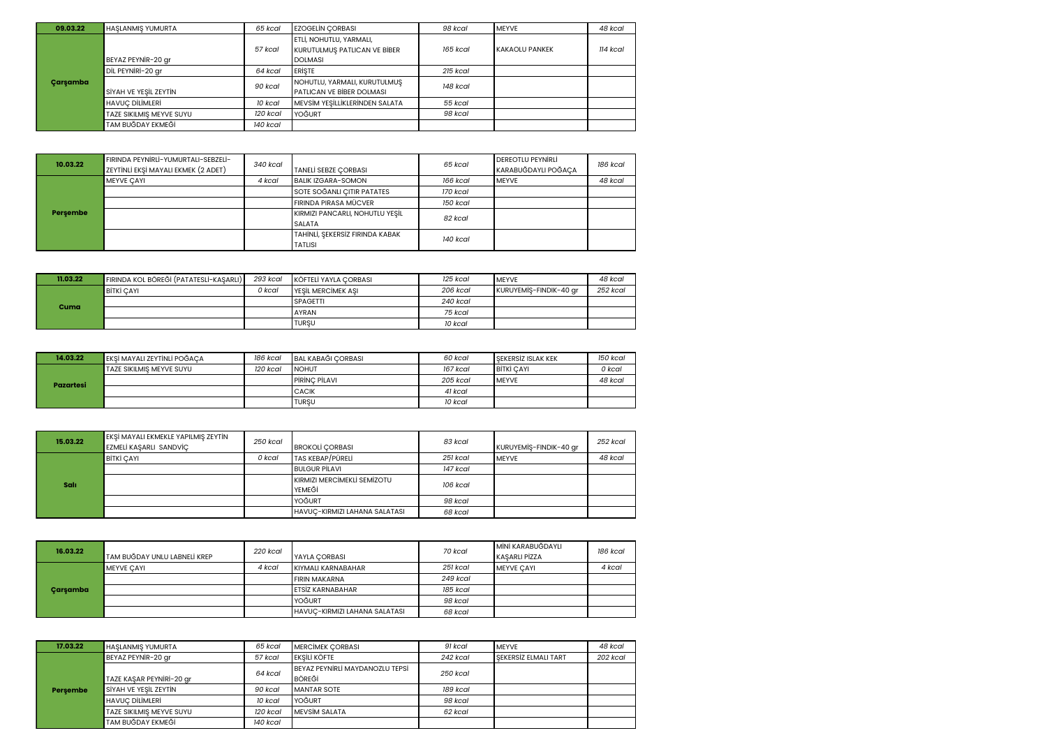| 09.03.22 | HAŞLANMIŞ YUMURTA | 65 kcal | EZOGELİN ÇORBASI | 98 kcal | MEYVE | 48 kcal |
|---|---|---|---|---|---|---|
| Çarşamba | BEYAZ PEYNİR-20 gr | 57 kcal | ETLİ, NOHUTLU, YARMALI, KURUTULMUŞ PATLICAN VE BİBER DOLMASI | 165 kcal | KAKAOLU PANKEK | 114 kcal |
| | DİL PEYNİRİ-20 gr | 64 kcal | ERİŞTE | 215 kcal | | |
| | SİYAH VE YEŞİL ZEYTİN | 90 kcal | NOHUTLU, YARMALI, KURUTULMUŞ PATLICAN VE BİBER DOLMASI | 148 kcal | | |
| | HAVUÇ DİLİMLERİ | 10 kcal | MEVSİM YEŞİLLİKLERİNDEN SALATA | 55 kcal | | |
| | TAZE SIKILMIŞ MEYVE SUYU | 120 kcal | YOĞURT | 98 kcal | | |
| | TAM BUĞDAY EKMEĞİ | 140 kcal | | | | |

| 10.03.22 | FIRINDA PEYNİRLİ-YUMURTALI-SEBZELİ-ZEYTİNLİ EKŞİ MAYALI EKMEK (2 ADET) | 340 kcal | TANELİ SEBZE ÇORBASI | 65 kcal | DEREOTLU PEYNİRLİ KARABUĞDAYLI POĞAÇA | 186 kcal |
|---|---|---|---|---|---|---|
| Perşembe | MEYVE ÇAYI | 4 kcal | BALIK IZGARA-SOMON | 166 kcal | MEYVE | 48 kcal |
| | | | SOTE SOĞANLI ÇITIR PATATES | 170 kcal | | |
| | | | FIRINDA PIRASA MÜCVER | 150 kcal | | |
| | | | KIRMIZI PANCARLI, NOHUTLU YEŞİL SALATA | 82 kcal | | |
| | | | TAHİNLİ, ŞEKERSİZ FIRINDA KABAK TATLISI | 140 kcal | | |

| 11.03.22 | FIRINDA KOL BÖREĞİ (PATATESLİ-KAŞARLI) | 293 kcal | KÖFTELİ YAYLA ÇORBASI | 125 kcal | MEYVE | 48 kcal |
|---|---|---|---|---|---|---|
| Cuma | BİTKİ ÇAYI | 0 kcal | YEŞİL MERCİMEK AŞI | 206 kcal | KURUYEMİŞ-FINDIK-40 gr | 252 kcal |
| | | | SPAGETTİ | 240 kcal | | |
| | | | AYRAN | 75 kcal | | |
| | | | TURŞU | 10 kcal | | |

| 14.03.22 | EKŞİ MAYALI ZEYTİNLİ POĞAÇA | 186 kcal | BAL KABAĞI ÇORBASI | 60 kcal | ŞEKERSİZ ISLAK KEK | 150 kcal |
|---|---|---|---|---|---|---|
| Pazartesi | TAZE SIKILMIŞ MEYVE SUYU | 120 kcal | NOHUT | 167 kcal | BİTKİ ÇAYI | 0 kcal |
| | | | PİRİNÇ PİLAVI | 205 kcal | MEYVE | 48 kcal |
| | | | CACIK | 41 kcal | | |
| | | | TURŞU | 10 kcal | | |

| 15.03.22 | EKŞİ MAYALI EKMEKLE YAPILMIŞ ZEYTİN EZMELİ KAŞARLI SANDVİÇ | 250 kcal | BROKOLİ ÇORBASI | 83 kcal | KURUYEMİŞ-FINDIK-40 gr | 252 kcal |
|---|---|---|---|---|---|---|
| Salı | BİTKİ ÇAYI | 0 kcal | TAS KEBAP/PÜRELİ | 251 kcal | MEYVE | 48 kcal |
| | | | BULGUR PİLAVI | 147 kcal | | |
| | | | KIRMIZI MERCİMEKLİ SEMİZOTU YEMEĞİ | 106 kcal | | |
| | | | YOĞURT | 98 kcal | | |
| | | | HAVUÇ-KIRMIZI LAHANA SALATASI | 68 kcal | | |

| 16.03.22 | TAM BUĞDAY UNLU LABNELİ KREP | 220 kcal | YAYLA ÇORBASI | 70 kcal | MİNİ KARABUĞDAYLI KAŞARLI PİZZA | 186 kcal |
|---|---|---|---|---|---|---|
| Çarşamba | MEYVE ÇAYI | 4 kcal | KIYMALI KARNABAHAR | 251 kcal | MEYVE ÇAYI | 4 kcal |
| | | | FIRIN MAKARNA | 249 kcal | | |
| | | | ETSİZ KARNABAHAR | 185 kcal | | |
| | | | YOĞURT | 98 kcal | | |
| | | | HAVUÇ-KIRMIZI LAHANA SALATASI | 68 kcal | | |

| 17.03.22 | HAŞLANMIŞ YUMURTA | 65 kcal | MERCİMEK ÇORBASI | 91 kcal | MEYVE | 48 kcal |
|---|---|---|---|---|---|---|
| Perşembe | BEYAZ PEYNİR-20 gr | 57 kcal | EKŞİLİ KÖFTE | 242 kcal | ŞEKERSİZ ELMALI TART | 202 kcal |
| | TAZE KAŞAR PEYNİRİ-20 gr | 64 kcal | BEYAZ PEYNİRLİ MAYDANOZLU TEPSİ BÖREĞİ | 250 kcal | | |
| | SİYAH VE YEŞİL ZEYTİN | 90 kcal | MANTAR SOTE | 189 kcal | | |
| | HAVUÇ DİLİMLERİ | 10 kcal | YOĞURT | 98 kcal | | |
| | TAZE SIKILMIŞ MEYVE SUYU | 120 kcal | MEVSİM SALATA | 62 kcal | | |
| | TAM BUĞDAY EKMEĞİ | 140 kcal | | | | |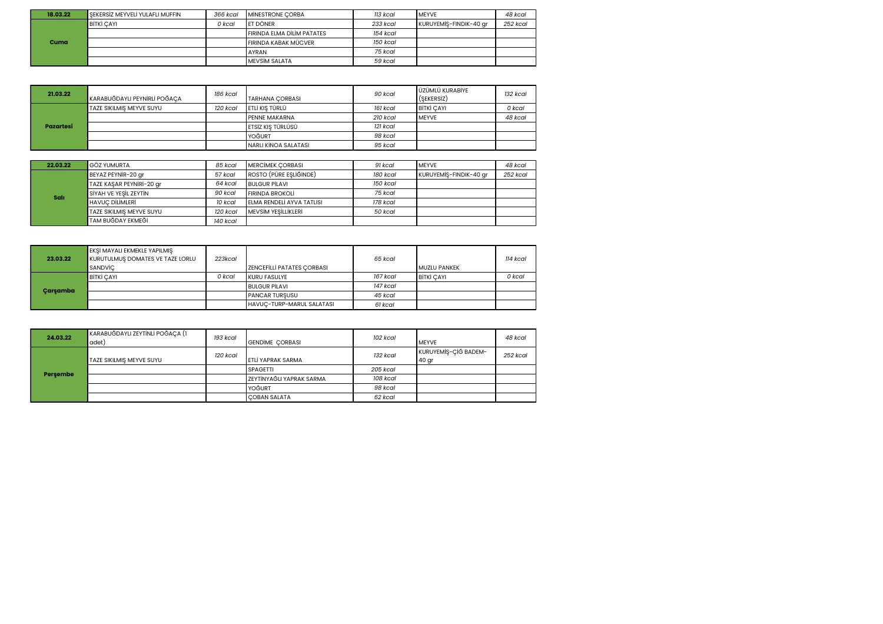| 18.03.22 | ŞEKERSİZ MEYVELİ YULAFLI MUFFIN | 366 kcal | MİNESTRONE ÇORBA | 113 kcal | MEYVE | 48 kcal |
|---|---|---|---|---|---|---|
| Cuma | BİTKİ ÇAYI | 0 kcal | ET DÖNER | 233 kcal | KURUYEMİŞ-FINDIK-40 gr | 252 kcal |
| | | | FIRINDA ELMA DİLİM PATATES | 154 kcal | | |
| | | | FIRINDA KABAK MÜCVER | 150 kcal | | |
| | | | AYRAN | 75 kcal | | |
| | | | MEVSİM SALATA | 59 kcal | | |

| 21.03.22 | KARABUĞDAYLI PEYNİRLİ POĞAÇA | 186 kcal | TARHANA ÇORBASI | 90 kcal | ÜZÜMLÜ KURABİYE (ŞEKERSİZ) | 132 kcal |
|---|---|---|---|---|---|---|
| Pazartesi | TAZE SIKILMIŞ MEYVE SUYU | 120 kcal | ETLİ KIŞ TÜRLÜ | 161 kcal | BİTKİ ÇAYI | 0 kcal |
| | | | PENNE MAKARNA | 210 kcal | MEYVE | 48 kcal |
| | | | ETSİZ KIŞ TÜRLÜSÜ | 121 kcal | | |
| | | | YOĞURT | 98 kcal | | |
| | | | NARLI KİNOA SALATASI | 95 kcal | | |

| 22.03.22 | GÖZ YUMURTA | 85 kcal | MERCİMEK ÇORBASI | 91 kcal | MEYVE | 48 kcal |
|---|---|---|---|---|---|---|
| Salı | BEYAZ PEYNİR-20 gr | 57 kcal | ROSTO (PÜRE EŞLİĞİNDE) | 180 kcal | KURUYEMİŞ-FINDIK-40 gr | 252 kcal |
| | TAZE KAŞAR PEYNİRİ-20 gr | 64 kcal | BULGUR PİLAVI | 150 kcal | | |
| | SİYAH VE YEŞİL ZEYTİN | 90 kcal | FIRINDA BROKOLİ | 75 kcal | | |
| | HAVUÇ DİLİMLERİ | 10 kcal | ELMA RENDELİ AYVA TATLISI | 178 kcal | | |
| | TAZE SIKILMIŞ MEYVE SUYU | 120 kcal | MEVSİM YEŞİLLİKLERİ | 50 kcal | | |
| | TAM BUĞDAY EKMEĞİ | 140 kcal | | | | |

| 23.03.22 | EKŞİ MAYALI EKMEKLE YAPILMIŞ KURUTULMUŞ DOMATES VE TAZE LORLU SANDVİÇ | 223kcal | ZENCEFİLLİ PATATES ÇORBASI | 65 kcal | MUZLU PANKEK | 114 kcal |
|---|---|---|---|---|---|---|
| Çarşamba | BİTKİ ÇAYI | 0 kcal | KURU FASULYE | 167 kcal | BİTKİ ÇAYI | 0 kcal |
| | | | BULGUR PİLAVI | 147 kcal | | |
| | | | PANCAR TURŞUSU | 45 kcal | | |
| | | | HAVUÇ-TURP-MARUL SALATASI | 61 kcal | | |

| 24.03.22 | KARABUĞDAYLI ZEYTİNLİ POĞAÇA (1 adet) | 193 kcal | GENDİME ÇORBASI | 102 kcal | MEYVE | 48 kcal |
|---|---|---|---|---|---|---|
| Perşembe | TAZE SIKILMIŞ MEYVE SUYU | 120 kcal | ETLİ YAPRAK SARMA | 132 kcal | KURUYEMİŞ-ÇİĞ BADEM-40 gr | 252 kcal |
| | | | SPAGETTİ | 205 kcal | | |
| | | | ZEYTİNYAĞLI YAPRAK SARMA | 108 kcal | | |
| | | | YOĞURT | 98 kcal | | |
| | | | ÇOBAN SALATA | 62 kcal | | |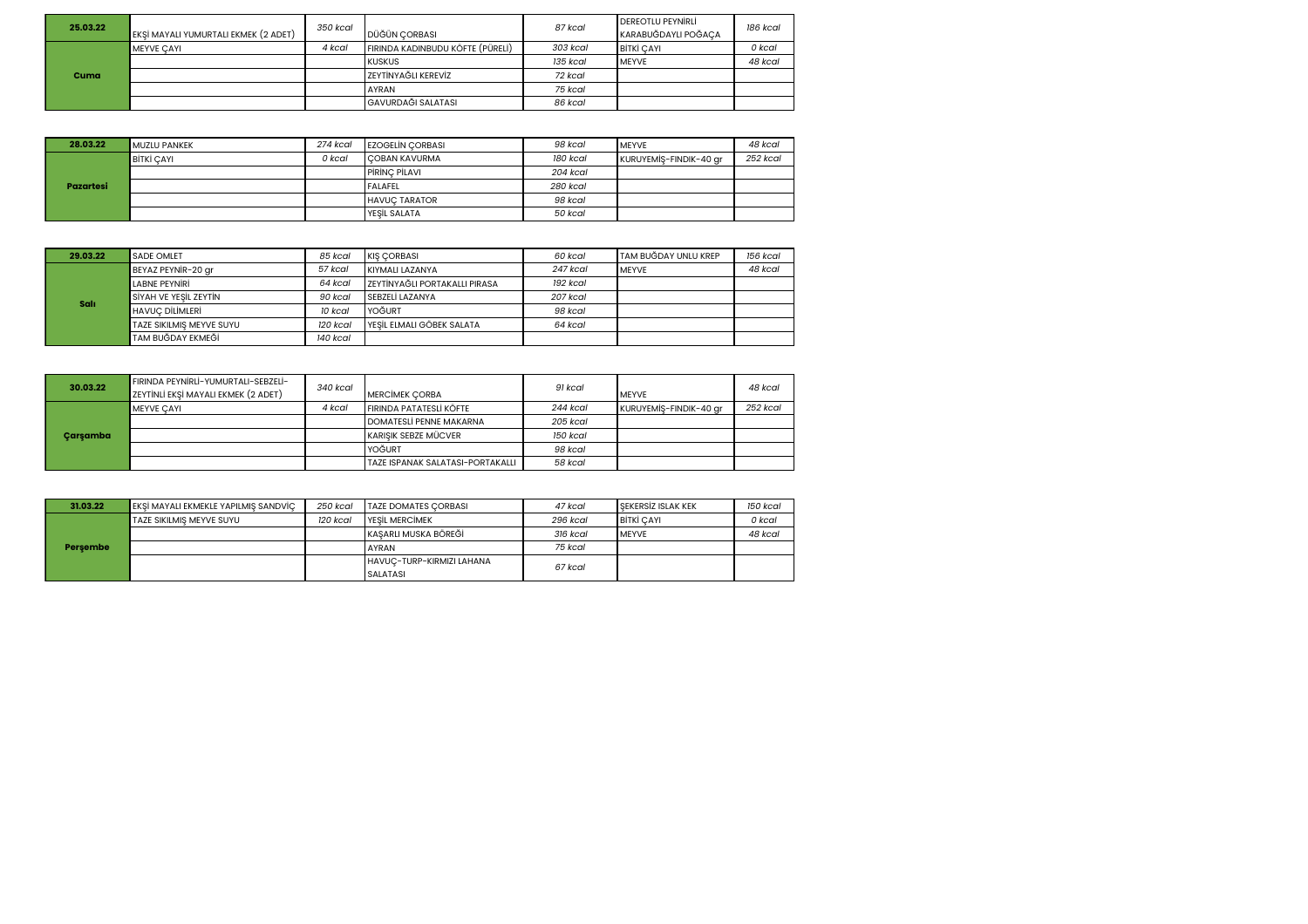| | | | | | | |
|---|---|---|---|---|---|---|
| **25.03.22** | EKŞİ MAYALI YUMURTALI EKMEK (2 ADET) | *350 kcal* | DÜĞÜN ÇORBASI | *87 kcal* | DEREOTLU PEYNİRLİ KARABUĞDAYLI POĞAÇA | *186 kcal* |
| **Cuma** | MEYVE ÇAYI | *4 kcal* | FIRINDA KADINBUDU KÖFTE (PÜRELİ) | *303 kcal* | BİTKİ ÇAYI | *0 kcal* |
| | | | KUSKUS | *135 kcal* | MEYVE | *48 kcal* |
| | | | ZEYTİNYAĞLI KEREVİZ | *72 kcal* | | |
| | | | AYRAN | *75 kcal* | | |
| | | | GAVURDAĞI SALATASI | *86 kcal* | | |

| | | | | | | |
|---|---|---|---|---|---|---|
| **28.03.22** | MUZLU PANKEK | *274 kcal* | EZOGELİN ÇORBASI | *98 kcal* | MEYVE | *48 kcal* |
| **Pazartesi** | BİTKİ ÇAYI | *0 kcal* | ÇOBAN KAVURMA | *180 kcal* | KURUYEMİŞ-FINDIK-40 gr | *252 kcal* |
| | | | PİRİNÇ PİLAVI | *204 kcal* | | |
| | | | FALAFEL | *280 kcal* | | |
| | | | HAVUÇ TARATOR | *98 kcal* | | |
| | | | YEŞİL SALATA | *50 kcal* | | |

| | | | | | | |
|---|---|---|---|---|---|---|
| **29.03.22** | SADE OMLET | *85 kcal* | KIŞ ÇORBASI | *60 kcal* | TAM BUĞDAY UNLU KREP | *156 kcal* |
| **Salı** | BEYAZ PEYNİR-20 gr | *57 kcal* | KIYMALI LAZANYA | *247 kcal* | MEYVE | *48 kcal* |
| | LABNE PEYNİRİ | *64 kcal* | ZEYTİNYAĞLI PORTAKALLI PIRASA | *192 kcal* | | |
| | SİYAH VE YEŞİL ZEYTİN | *90 kcal* | SEBZELİ LAZANYA | *207 kcal* | | |
| | HAVUÇ DİLİMLERİ | *10 kcal* | YOĞURT | *98 kcal* | | |
| | TAZE SIKILMIŞ MEYVE SUYU | *120 kcal* | YEŞİL ELMALI GÖBEK SALATA | *64 kcal* | | |
| | TAM BUĞDAY EKMEĞİ | *140 kcal* | | | | |

| | | | | | | |
|---|---|---|---|---|---|---|
| **30.03.22** | FIRINDA PEYNİRLİ-YUMURTALI-SEBZELİ-ZEYTİNLİ EKŞİ MAYALI EKMEK (2 ADET) | *340 kcal* | MERCİMEK ÇORBA | *91 kcal* | MEYVE | *48 kcal* |
| **Çarşamba** | MEYVE ÇAYI | *4 kcal* | FIRINDA PATATESLİ KÖFTE | *244 kcal* | KURUYEMİŞ-FINDIK-40 gr | *252 kcal* |
| | | | DOMATESLİ PENNE MAKARNA | *205 kcal* | | |
| | | | KARIŞIK SEBZE MÜCVER | *150 kcal* | | |
| | | | YOĞURT | *98 kcal* | | |
| | | | TAZE ISPANAK SALATASI-PORTAKALLI | *58 kcal* | | |

| | | | | | | |
|---|---|---|---|---|---|---|
| **31.03.22** | EKŞİ MAYALI EKMEKLE YAPILMIŞ SANDVİÇ | *250 kcal* | TAZE DOMATES ÇORBASI | *47 kcal* | ŞEKERSİZ ISLAK KEK | *150 kcal* |
| **Perşembe** | TAZE SIKILMIŞ MEYVE SUYU | *120 kcal* | YEŞİL MERCİMEK | *296 kcal* | BİTKİ ÇAYI | *0 kcal* |
| | | | KAŞARLI MUSKA BÖREĞİ | *316 kcal* | MEYVE | *48 kcal* |
| | | | AYRAN | *75 kcal* | | |
| | | | HAVUÇ-TURP-KIRMIZI LAHANA SALATASI | *67 kcal* | | |